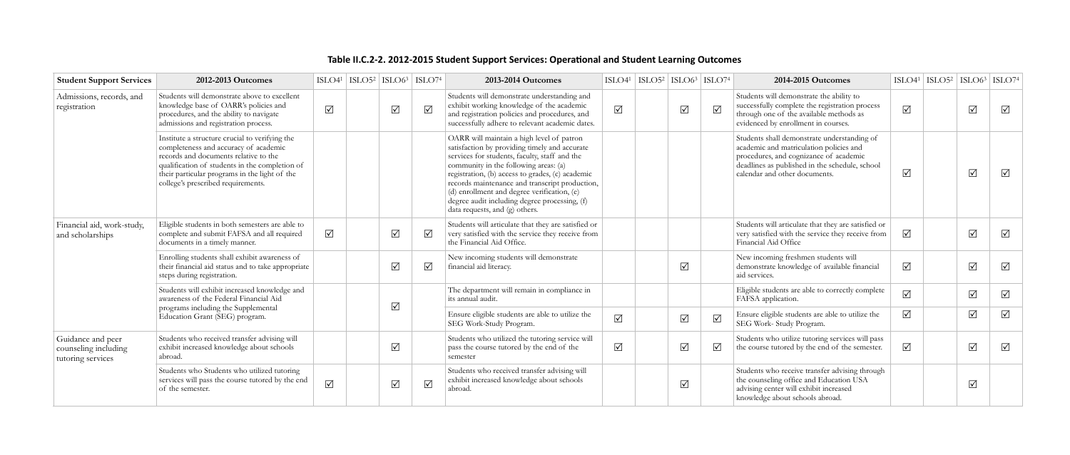# Table II.C.2-2. 2012-2015 Student Support Services: Operational and Student Learning Outcomes

| Student Support Services | 2012-2013 Outcomes | ISLO4[1] | ISLO5[2] | ISLO6[3] | ISLO7[4] | 2013-2014 Outcomes | ISLO4[1] | ISLO5[2] | ISLO6[3] | ISLO7[4] | 2014-2015 Outcomes | ISLO4[1] | ISLO5[2] | ISLO6[3] | ISLO7[4] |
|---|---|---|---|---|---|---|---|---|---|---|---|---|---|---|---|
| Admissions, records, and registration | Students will demonstrate above to excellent knowledge base of OARR's policies and procedures, and the ability to navigate admissions and registration process. | ☑ | | ☑ | ☑ | Students will demonstrate understanding and exhibit working knowledge of the academic and registration policies and procedures, and successfully adhere to relevant academic dates. | ☑ | | ☑ | ☑ | Students will demonstrate the ability to successfully complete the registration process through one of the available methods as evidenced by enrollment in courses. | ☑ | | ☑ | ☑ |
| | Institute a structure crucial to verifying the completeness and accuracy of academic records and documents relative to the qualification of students in the completion of their particular programs in the light of the college's prescribed requirements. | | | | | OARR will maintain a high level of patron satisfaction by providing timely and accurate services for students, faculty, staff and the community in the following areas: (a) registration, (b) access to grades, (c) academic records maintenance and transcript production, (d) enrollment and degree verification, (e) degree audit including degree processing, (f) data requests, and (g) others. | | | | | Students shall demonstrate understanding of academic and matriculation policies and procedures, and cognizance of academic deadlines as published in the schedule, school calendar and other documents. | ☑ | | ☑ | ☑ |
| Financial aid, work-study, and scholarships | Eligible students in both semesters are able to complete and submit FAFSA and all required documents in a timely manner. | ☑ | | ☑ | ☑ | Students will articulate that they are satisfied or very satisfied with the service they receive from the Financial Aid Office. | | | | | Students will articulate that they are satisfied or very satisfied with the service they receive from Financial Aid Office | ☑ | | ☑ | ☑ |
| | Enrolling students shall exhibit awareness of their financial aid status and to take appropriate steps during registration. | | | ☑ | ☑ | New incoming students will demonstrate financial aid literacy. | | | ☑ | | New incoming freshmen students will demonstrate knowledge of available financial aid services. | ☑ | | ☑ | ☑ |
| | Students will exhibit increased knowledge and awareness of the Federal Financial Aid programs including the Supplemental Education Grant (SEG) program. | | | ☑ | | The department will remain in compliance in its annual audit. | | | | | Eligible students are able to correctly complete FAFSA application. | ☑ | | ☑ | ☑ |
| | | | | | | Ensure eligible students are able to utilize the SEG Work-Study Program. | ☑ | | ☑ | ☑ | Ensure eligible students are able to utilize the SEG Work- Study Program. | ☑ | | ☑ | ☑ |
| Guidance and peer counseling including tutoring services | Students who received transfer advising will exhibit increased knowledge about schools abroad. | | | ☑ | | Students who utilized the tutoring service will pass the course tutored by the end of the semester | ☑ | | ☑ | ☑ | Students who utilize tutoring services will pass the course tutored by the end of the semester. | ☑ | | ☑ | ☑ |
| | Students who Students who utilized tutoring services will pass the course tutored by the end of the semester. | ☑ | | ☑ | ☑ | Students who received transfer advising will exhibit increased knowledge about schools abroad. | | | ☑ | | Students who receive transfer advising through the counseling office and Education USA advising center will exhibit increased knowledge about schools abroad. | | | ☑ | |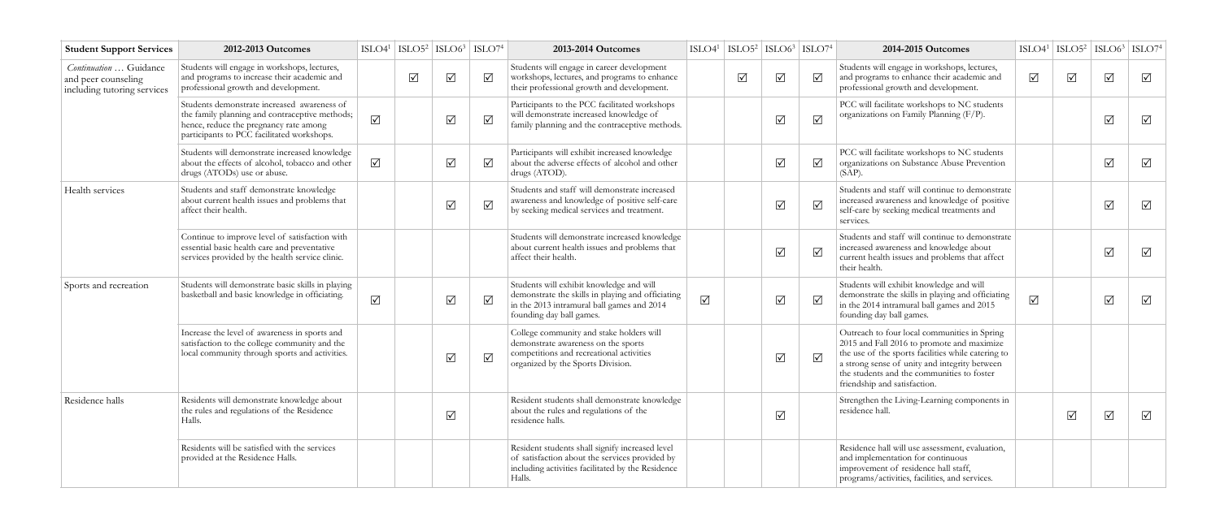| Student Support Services | 2012-2013 Outcomes | ISLO4[1] | ISLO5[2] | ISLO6[3] | ISLO7[4] | 2013-2014 Outcomes | ISLO4[1] | ISLO5[2] | ISLO6[3] | ISLO7[4] | 2014-2015 Outcomes | ISLO4[1] | ISLO5[2] | ISLO6[3] | ISLO7[4] |
|---|---|---|---|---|---|---|---|---|---|---|---|---|---|---|---|
| *Continuation* … Guidance and peer counseling including tutoring services | Students will engage in workshops, lectures, and programs to increase their academic and professional growth and development. | | ☑ | ☑ | ☑ | Students will engage in career development workshops, lectures, and programs to enhance their professional growth and development. | | ☑ | ☑ | ☑ | Students will engage in workshops, lectures, and programs to enhance their academic and professional growth and development. | ☑ | ☑ | ☑ | ☑ |
| | Students demonstrate increased awareness of the family planning and contraceptive methods; hence, reduce the pregnancy rate among participants to PCC facilitated workshops. | ☑ | | ☑ | ☑ | Participants to the PCC facilitated workshops will demonstrate increased knowledge of family planning and the contraceptive methods. | | | ☑ | ☑ | PCC will facilitate workshops to NC students organizations on Family Planning (F/P). | | | ☑ | ☑ |
| | Students will demonstrate increased knowledge about the effects of alcohol, tobacco and other drugs (ATODs) use or abuse. | ☑ | | ☑ | ☑ | Participants will exhibit increased knowledge about the adverse effects of alcohol and other drugs (ATOD). | | | ☑ | ☑ | PCC will facilitate workshops to NC students organizations on Substance Abuse Prevention (SAP). | | | ☑ | ☑ |
| Health services | Students and staff demonstrate knowledge about current health issues and problems that affect their health. | | | ☑ | ☑ | Students and staff will demonstrate increased awareness and knowledge of positive self-care by seeking medical services and treatment. | | | ☑ | ☑ | Students and staff will continue to demonstrate increased awareness and knowledge of positive self-care by seeking medical treatments and services. | | | ☑ | ☑ |
| | Continue to improve level of satisfaction with essential basic health care and preventative services provided by the health service clinic. | | | ☑ | ☑ | Students will demonstrate increased knowledge about current health issues and problems that affect their health. | | | ☑ | ☑ | Students and staff will continue to demonstrate increased awareness and knowledge about current health issues and problems that affect their health. | | | ☑ | ☑ |
| Sports and recreation | Students will demonstrate basic skills in playing basketball and basic knowledge in officiating. | ☑ | | ☑ | ☑ | Students will exhibit knowledge and will demonstrate the skills in playing and officiating in the 2013 intramural ball games and 2014 founding day ball games. | ☑ | | ☑ | ☑ | Students will exhibit knowledge and will demonstrate the skills in playing and officiating in the 2014 intramural ball games and 2015 founding day ball games. | ☑ | | ☑ | ☑ |
| | Increase the level of awareness in sports and satisfaction to the college community and the local community through sports and activities. | | | ☑ | ☑ | College community and stake holders will demonstrate awareness on the sports competitions and recreational activities organized by the Sports Division. | | | ☑ | ☑ | Outreach to four local communities in Spring 2015 and Fall 2016 to promote and maximize the use of the sports facilities while catering to a strong sense of unity and integrity between the students and the communities to foster friendship and satisfaction. | | | | |
| Residence halls | Residents will demonstrate knowledge about the rules and regulations of the Residence Halls. | | | ☑ | | Resident students shall demonstrate knowledge about the rules and regulations of the residence halls. | | | ☑ | | Strengthen the Living-Learning components in residence hall. | | ☑ | ☑ | ☑ |
| | Residents will be satisfied with the services provided at the Residence Halls. | | | | | Resident students shall signify increased level of satisfaction about the services provided by including activities facilitated by the Residence Halls. | | | | | Residence hall will use assessment, evaluation, and implementation for continuous improvement of residence hall staff, programs/activities, facilities, and services. | | | | |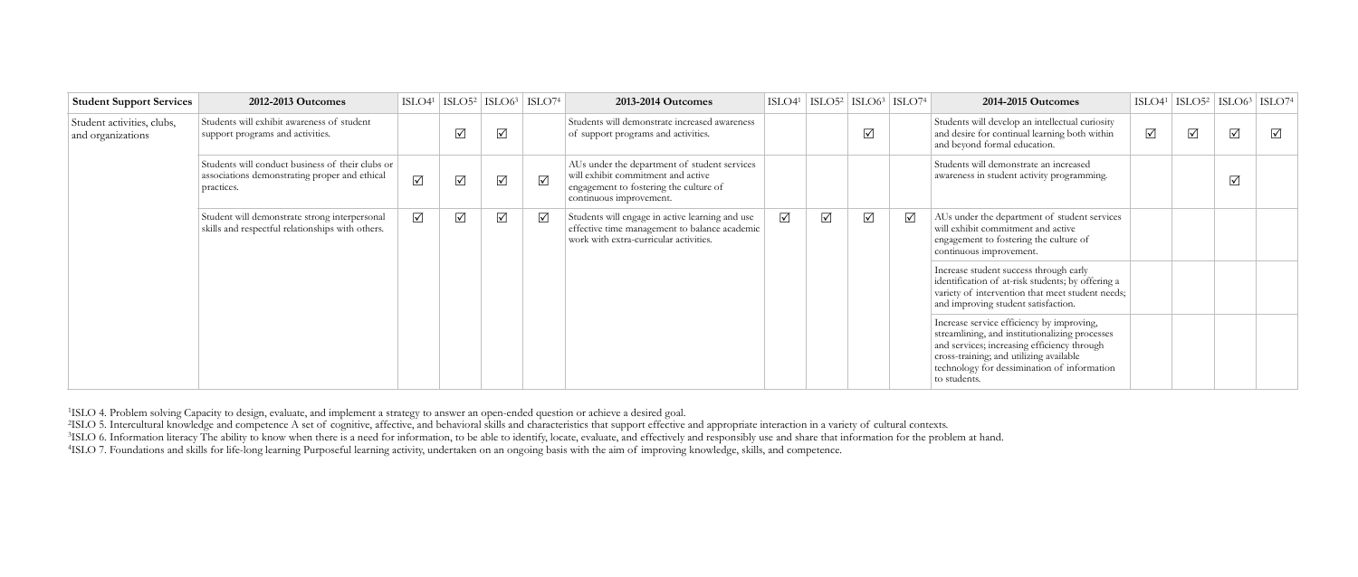| Student Support Services | 2012-2013 Outcomes | ISLO4[1] | ISLO5[2] | ISLO6[3] | ISLO7[4] | 2013-2014 Outcomes | ISLO4[1] | ISLO5[2] | ISLO6[3] | ISLO7[4] | 2014-2015 Outcomes | ISLO4[1] | ISLO5[2] | ISLO6[3] | ISLO7[4] |
|---|---|---|---|---|---|---|---|---|---|---|---|---|---|---|---|
| Student activities, clubs, and organizations | Students will exhibit awareness of student support programs and activities. | | ☑ | ☑ | | Students will demonstrate increased awareness of support programs and activities. | | | ☑ | | Students will develop an intellectual curiosity and desire for continual learning both within and beyond formal education. | ☑ | ☑ | ☑ | ☑ |
| | Students will conduct business of their clubs or associations demonstrating proper and ethical practices. | ☑ | ☑ | ☑ | ☑ | AUs under the department of student services will exhibit commitment and active engagement to fostering the culture of continuous improvement. | | | | | Students will demonstrate an increased awareness in student activity programming. | | | ☑ | |
| | Student will demonstrate strong interpersonal skills and respectful relationships with others. | ☑ | ☑ | ☑ | ☑ | Students will engage in active learning and use effective time management to balance academic work with extra-curricular activities. | ☑ | ☑ | ☑ | ☑ | AUs under the department of student services will exhibit commitment and active engagement to fostering the culture of continuous improvement. | | | | |
| | | | | | | | | | | | Increase student success through early identification of at-risk students; by offering a variety of intervention that meet student needs; and improving student satisfaction. | | | | |
| | | | | | | | | | | | Increase service efficiency by improving, streamlining, and institutionalizing processes and services; increasing efficiency through cross-training; and utilizing available technology for dessimination of information to students. | | | | |

[1]ISLO 4. Problem solving Capacity to design, evaluate, and implement a strategy to answer an open-ended question or achieve a desired goal.

[2]ISLO 5. Intercultural knowledge and competence A set of cognitive, affective, and behavioral skills and characteristics that support effective and appropriate interaction in a variety of cultural contexts.

[3]ISLO 6. Information literacy The ability to know when there is a need for information, to be able to identify, locate, evaluate, and effectively and responsibly use and share that information for the problem at hand.

[4]ISLO 7. Foundations and skills for life-long learning Purposeful learning activity, undertaken on an ongoing basis with the aim of improving knowledge, skills, and competence.